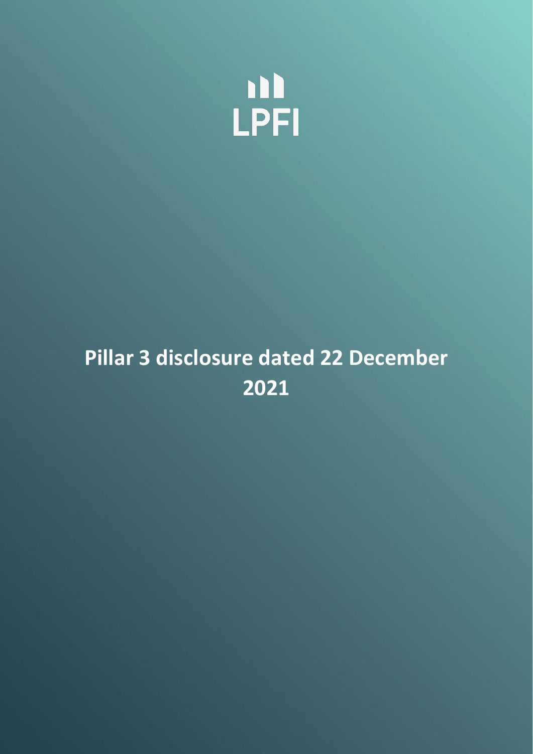LPFI

# Pillar 3 disclosure dated 22 December 2021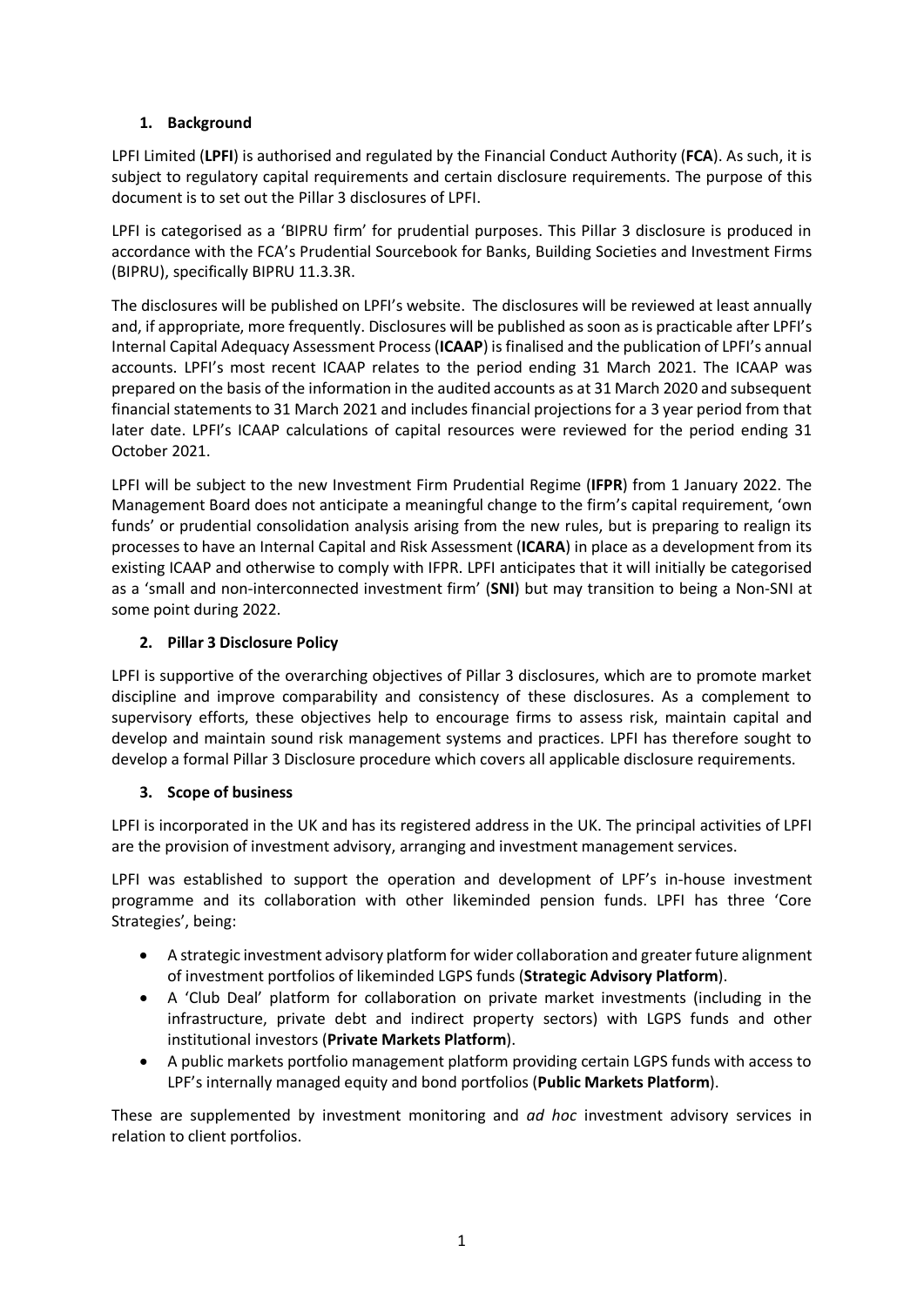## 1. Background

LPFI Limited (**LPFI**) is authorised and regulated by the Financial Conduct Authority (**FCA**). As such, it is subject to regulatory capital requirements and certain disclosure requirements. The purpose of this document is to set out the Pillar 3 disclosures of LPFI.

LPFI is categorised as a 'BIPRU firm' for prudential purposes. This Pillar 3 disclosure is produced in accordance with the FCA's Prudential Sourcebook for Banks, Building Societies and Investment Firms (BIPRU), specifically BIPRU 11.3.3R.

The disclosures will be published on LPFI's website. The disclosures will be reviewed at least annually and, if appropriate, more frequently. Disclosures will be published as soon as is practicable after LPFI's Internal Capital Adequacy Assessment Process (**ICAAP**) is finalised and the publication of LPFI's annual accounts. LPFI's most recent ICAAP relates to the period ending 31 March 2021. The ICAAP was prepared on the basis of the information in the audited accounts as at 31 March 2020 and subsequent financial statements to 31 March 2021 and includes financial projections for a 3 year period from that later date. LPFI's ICAAP calculations of capital resources were reviewed for the period ending 31 October 2021.

LPFI will be subject to the new Investment Firm Prudential Regime (**IFPR**) from 1 January 2022. The Management Board does not anticipate a meaningful change to the firm's capital requirement, 'own funds' or prudential consolidation analysis arising from the new rules, but is preparing to realign its processes to have an Internal Capital and Risk Assessment (**ICARA**) in place as a development from its existing ICAAP and otherwise to comply with IFPR. LPFI anticipates that it will initially be categorised as a 'small and non-interconnected investment firm' (**SNI**) but may transition to being a Non-SNI at some point during 2022.

## 2. Pillar 3 Disclosure Policy

LPFI is supportive of the overarching objectives of Pillar 3 disclosures, which are to promote market discipline and improve comparability and consistency of these disclosures. As a complement to supervisory efforts, these objectives help to encourage firms to assess risk, maintain capital and develop and maintain sound risk management systems and practices. LPFI has therefore sought to develop a formal Pillar 3 Disclosure procedure which covers all applicable disclosure requirements.

## 3. Scope of business

LPFI is incorporated in the UK and has its registered address in the UK. The principal activities of LPFI are the provision of investment advisory, arranging and investment management services.

LPFI was established to support the operation and development of LPF's in-house investment programme and its collaboration with other likeminded pension funds. LPFI has three 'Core Strategies', being:

- A strategic investment advisory platform for wider collaboration and greater future alignment of investment portfolios of likeminded LGPS funds (**Strategic Advisory Platform**).
- A 'Club Deal' platform for collaboration on private market investments (including in the infrastructure, private debt and indirect property sectors) with LGPS funds and other institutional investors (**Private Markets Platform**).
- A public markets portfolio management platform providing certain LGPS funds with access to LPF's internally managed equity and bond portfolios (**Public Markets Platform**).

These are supplemented by investment monitoring and *ad hoc* investment advisory services in relation to client portfolios.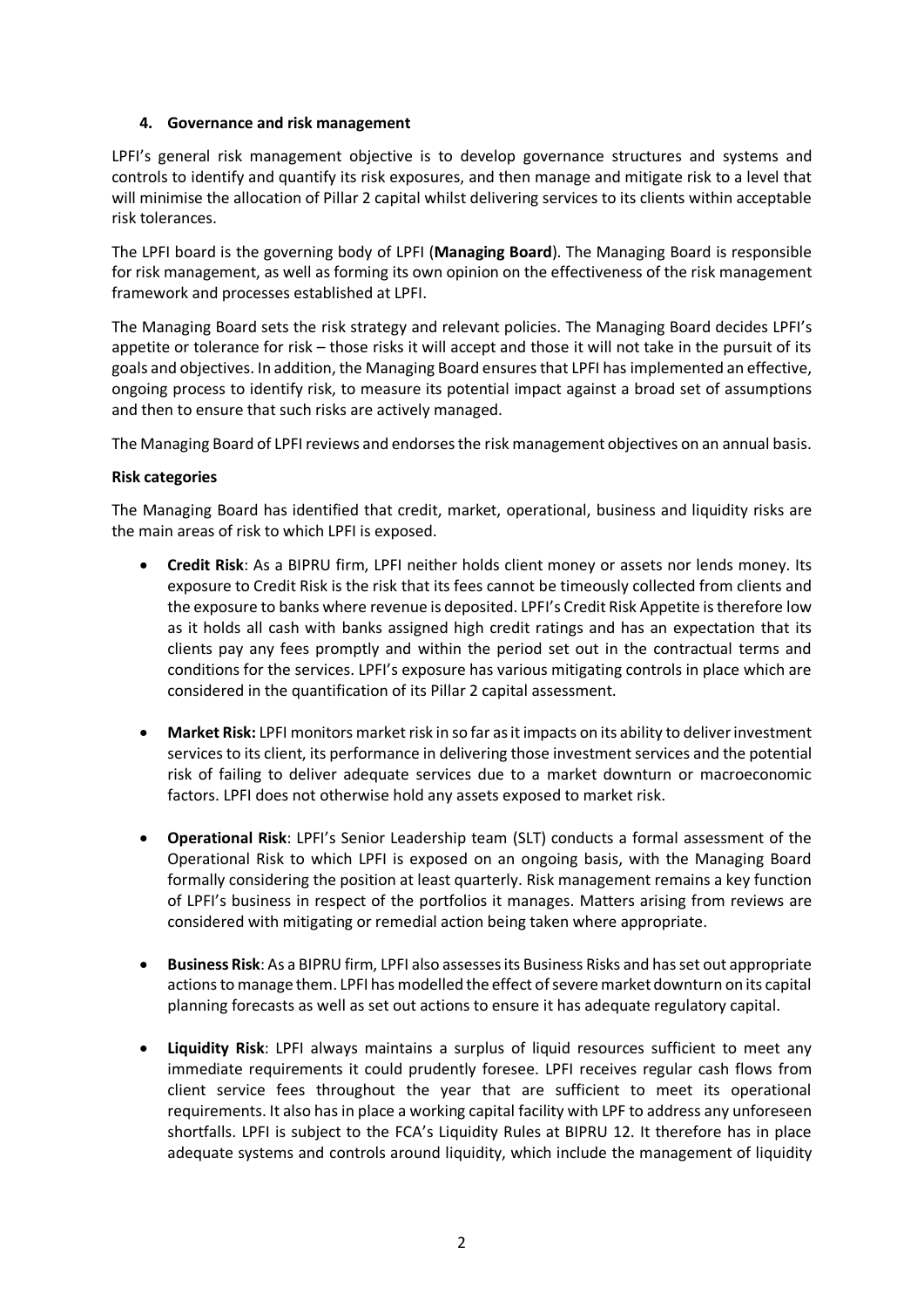## 4. Governance and risk management

LPFI's general risk management objective is to develop governance structures and systems and controls to identify and quantify its risk exposures, and then manage and mitigate risk to a level that will minimise the allocation of Pillar 2 capital whilst delivering services to its clients within acceptable risk tolerances.

The LPFI board is the governing body of LPFI (**Managing Board**). The Managing Board is responsible for risk management, as well as forming its own opinion on the effectiveness of the risk management framework and processes established at LPFI.

The Managing Board sets the risk strategy and relevant policies. The Managing Board decides LPFI's appetite or tolerance for risk – those risks it will accept and those it will not take in the pursuit of its goals and objectives. In addition, the Managing Board ensures that LPFI has implemented an effective, ongoing process to identify risk, to measure its potential impact against a broad set of assumptions and then to ensure that such risks are actively managed.

The Managing Board of LPFI reviews and endorses the risk management objectives on an annual basis.

**Risk categories**

The Managing Board has identified that credit, market, operational, business and liquidity risks are the main areas of risk to which LPFI is exposed.

- **Credit Risk**: As a BIPRU firm, LPFI neither holds client money or assets nor lends money. Its exposure to Credit Risk is the risk that its fees cannot be timeously collected from clients and the exposure to banks where revenue is deposited. LPFI's Credit Risk Appetite is therefore low as it holds all cash with banks assigned high credit ratings and has an expectation that its clients pay any fees promptly and within the period set out in the contractual terms and conditions for the services. LPFI's exposure has various mitigating controls in place which are considered in the quantification of its Pillar 2 capital assessment.

- **Market Risk:** LPFI monitors market risk in so far as it impacts on its ability to deliver investment services to its client, its performance in delivering those investment services and the potential risk of failing to deliver adequate services due to a market downturn or macroeconomic factors. LPFI does not otherwise hold any assets exposed to market risk.

- **Operational Risk**: LPFI's Senior Leadership team (SLT) conducts a formal assessment of the Operational Risk to which LPFI is exposed on an ongoing basis, with the Managing Board formally considering the position at least quarterly. Risk management remains a key function of LPFI's business in respect of the portfolios it manages. Matters arising from reviews are considered with mitigating or remedial action being taken where appropriate.

- **Business Risk**: As a BIPRU firm, LPFI also assesses its Business Risks and has set out appropriate actions to manage them. LPFI has modelled the effect of severe market downturn on its capital planning forecasts as well as set out actions to ensure it has adequate regulatory capital.

- **Liquidity Risk**: LPFI always maintains a surplus of liquid resources sufficient to meet any immediate requirements it could prudently foresee. LPFI receives regular cash flows from client service fees throughout the year that are sufficient to meet its operational requirements. It also has in place a working capital facility with LPF to address any unforeseen shortfalls. LPFI is subject to the FCA's Liquidity Rules at BIPRU 12. It therefore has in place adequate systems and controls around liquidity, which include the management of liquidity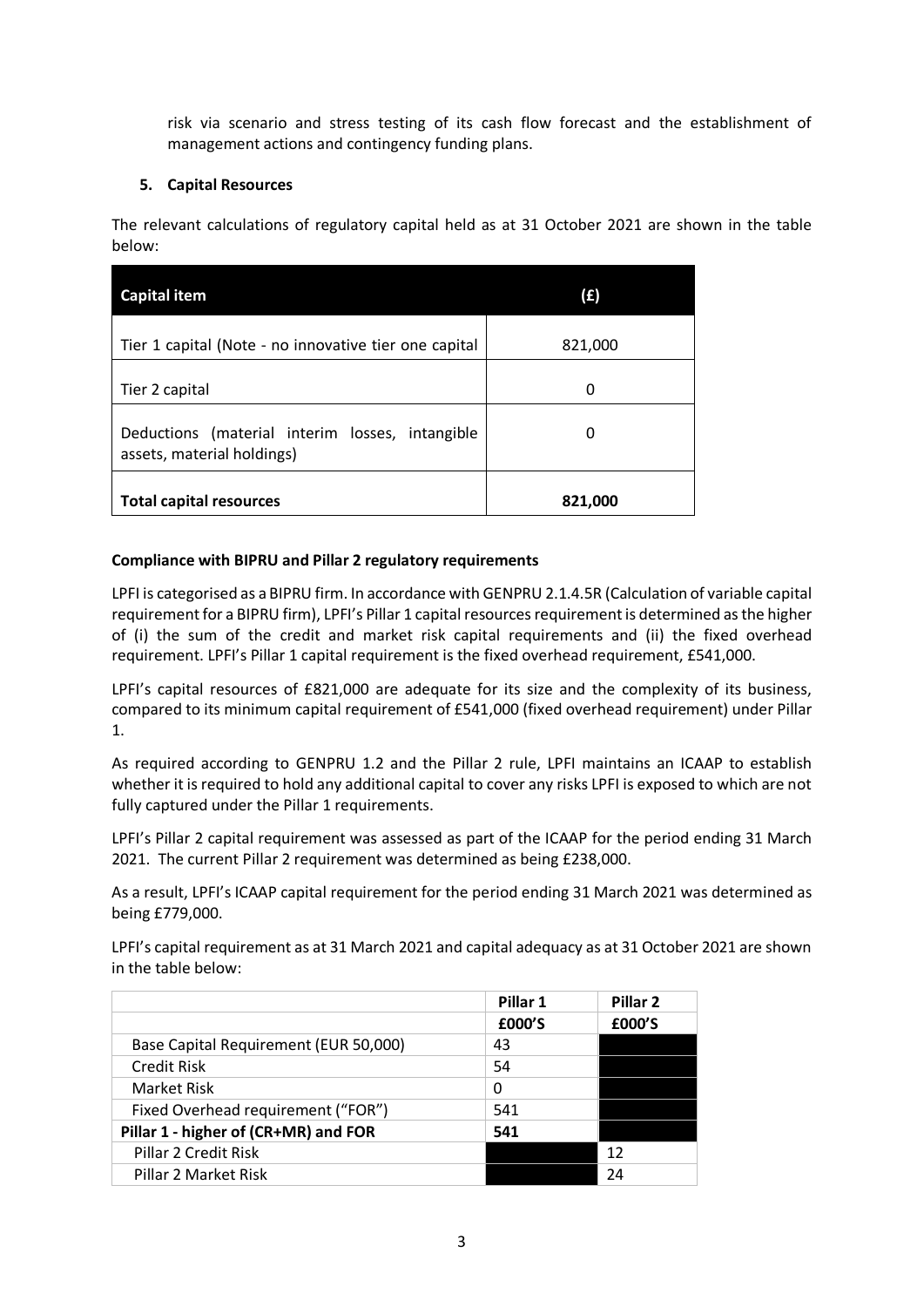risk via scenario and stress testing of its cash flow forecast and the establishment of management actions and contingency funding plans.

## 5. Capital Resources

The relevant calculations of regulatory capital held as at 31 October 2021 are shown in the table below:

| Capital item | (£) |
|---|---|
| Tier 1 capital (Note - no innovative tier one capital | 821,000 |
| Tier 2 capital | 0 |
| Deductions (material interim losses, intangible assets, material holdings) | 0 |
| **Total capital resources** | **821,000** |

**Compliance with BIPRU and Pillar 2 regulatory requirements**

LPFI is categorised as a BIPRU firm. In accordance with GENPRU 2.1.4.5R (Calculation of variable capital requirement for a BIPRU firm), LPFI's Pillar 1 capital resources requirement is determined as the higher of (i) the sum of the credit and market risk capital requirements and (ii) the fixed overhead requirement. LPFI's Pillar 1 capital requirement is the fixed overhead requirement, £541,000.

LPFI's capital resources of £821,000 are adequate for its size and the complexity of its business, compared to its minimum capital requirement of £541,000 (fixed overhead requirement) under Pillar 1.

As required according to GENPRU 1.2 and the Pillar 2 rule, LPFI maintains an ICAAP to establish whether it is required to hold any additional capital to cover any risks LPFI is exposed to which are not fully captured under the Pillar 1 requirements.

LPFI's Pillar 2 capital requirement was assessed as part of the ICAAP for the period ending 31 March 2021. The current Pillar 2 requirement was determined as being £238,000.

As a result, LPFI's ICAAP capital requirement for the period ending 31 March 2021 was determined as being £779,000.

LPFI's capital requirement as at 31 March 2021 and capital adequacy as at 31 October 2021 are shown in the table below:

| | **Pillar 1** | **Pillar 2** |
|---|---|---|
| | **£000'S** | **£000'S** |
| Base Capital Requirement (EUR 50,000) | 43 | |
| Credit Risk | 54 | |
| Market Risk | 0 | |
| Fixed Overhead requirement ("FOR") | 541 | |
| **Pillar 1 - higher of (CR+MR) and FOR** | **541** | |
| Pillar 2 Credit Risk | | 12 |
| Pillar 2 Market Risk | | 24 |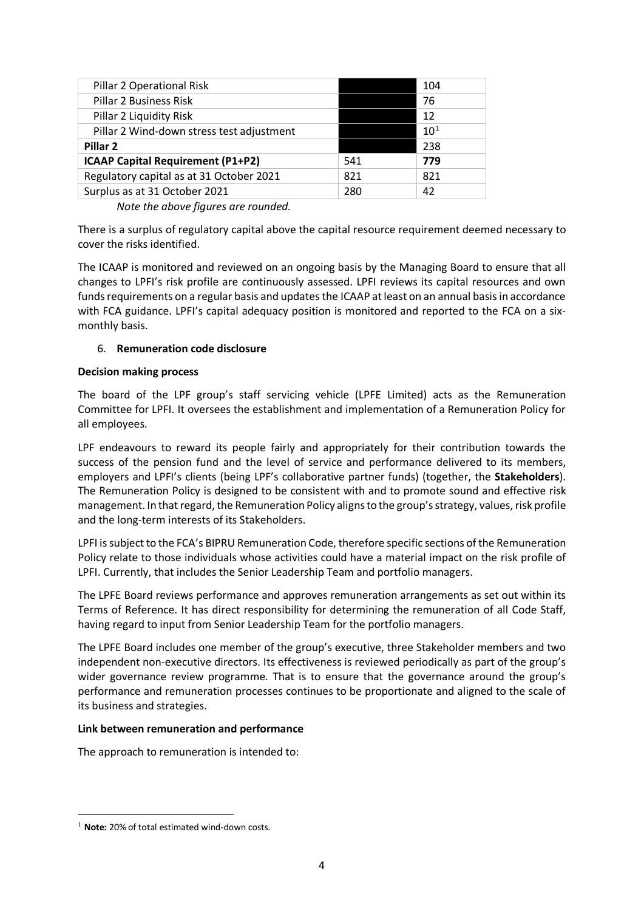| | | |
|---|---|---|
| Pillar 2 Operational Risk | | 104 |
| Pillar 2 Business Risk | | 76 |
| Pillar 2 Liquidity Risk | | 12 |
| Pillar 2 Wind-down stress test adjustment | | 10[1] |
| **Pillar 2** | | 238 |
| **ICAAP Capital Requirement (P1+P2)** | 541 | **779** |
| Regulatory capital as at 31 October 2021 | 821 | 821 |
| Surplus as at 31 October 2021 | 280 | 42 |

*Note the above figures are rounded.*

There is a surplus of regulatory capital above the capital resource requirement deemed necessary to cover the risks identified.

The ICAAP is monitored and reviewed on an ongoing basis by the Managing Board to ensure that all changes to LPFI's risk profile are continuously assessed. LPFI reviews its capital resources and own funds requirements on a regular basis and updates the ICAAP at least on an annual basis in accordance with FCA guidance. LPFI's capital adequacy position is monitored and reported to the FCA on a six-monthly basis.

6. **Remuneration code disclosure**

**Decision making process**

The board of the LPF group's staff servicing vehicle (LPFE Limited) acts as the Remuneration Committee for LPFI. It oversees the establishment and implementation of a Remuneration Policy for all employees.

LPF endeavours to reward its people fairly and appropriately for their contribution towards the success of the pension fund and the level of service and performance delivered to its members, employers and LPFI's clients (being LPF's collaborative partner funds) (together, the **Stakeholders**). The Remuneration Policy is designed to be consistent with and to promote sound and effective risk management. In that regard, the Remuneration Policy aligns to the group's strategy, values, risk profile and the long-term interests of its Stakeholders.

LPFI is subject to the FCA's BIPRU Remuneration Code, therefore specific sections of the Remuneration Policy relate to those individuals whose activities could have a material impact on the risk profile of LPFI. Currently, that includes the Senior Leadership Team and portfolio managers.

The LPFE Board reviews performance and approves remuneration arrangements as set out within its Terms of Reference. It has direct responsibility for determining the remuneration of all Code Staff, having regard to input from Senior Leadership Team for the portfolio managers.

The LPFE Board includes one member of the group's executive, three Stakeholder members and two independent non-executive directors. Its effectiveness is reviewed periodically as part of the group's wider governance review programme. That is to ensure that the governance around the group's performance and remuneration processes continues to be proportionate and aligned to the scale of its business and strategies.

**Link between remuneration and performance**

The approach to remuneration is intended to:

[1] **Note:** 20% of total estimated wind-down costs.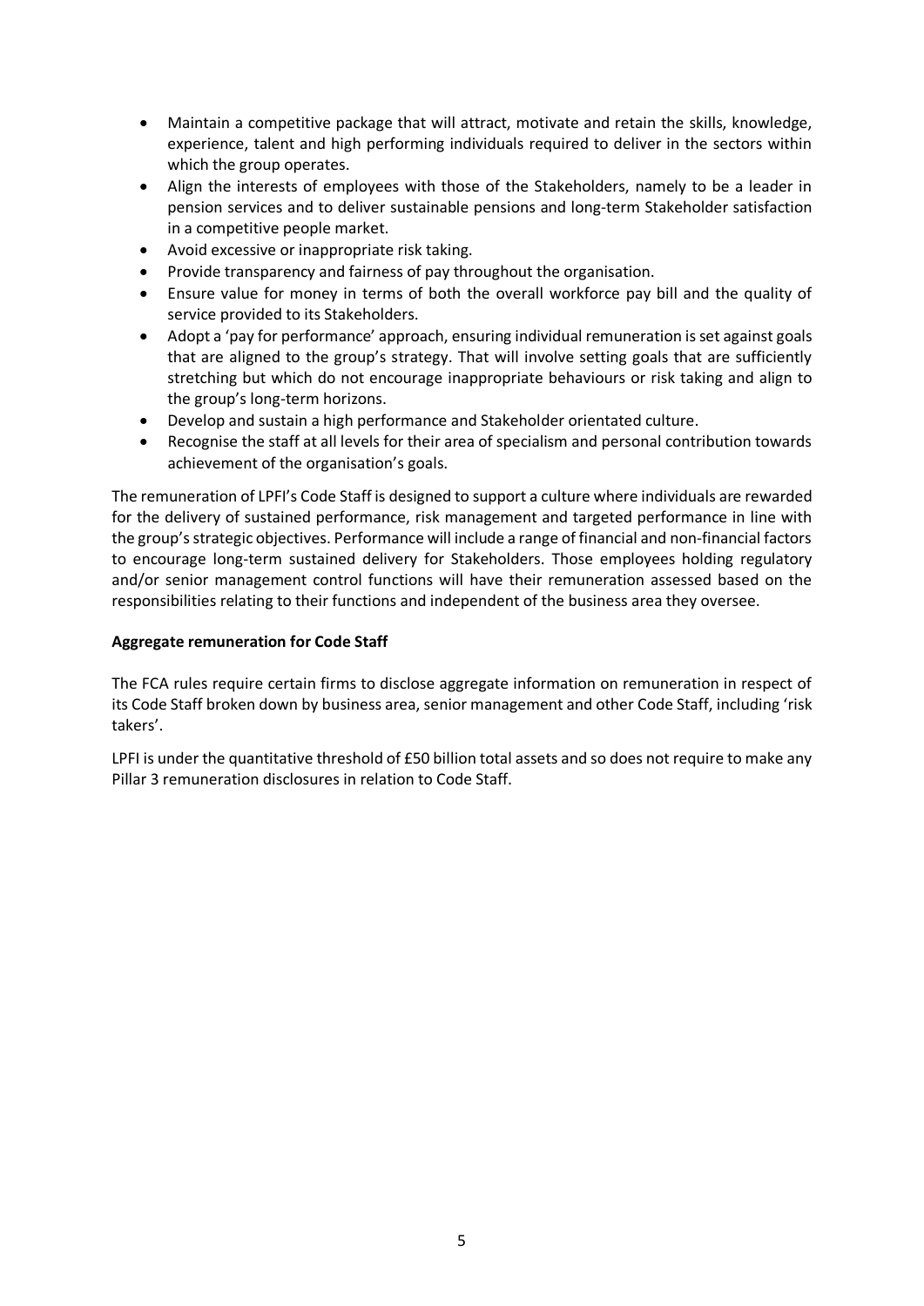- Maintain a competitive package that will attract, motivate and retain the skills, knowledge, experience, talent and high performing individuals required to deliver in the sectors within which the group operates.
- Align the interests of employees with those of the Stakeholders, namely to be a leader in pension services and to deliver sustainable pensions and long-term Stakeholder satisfaction in a competitive people market.
- Avoid excessive or inappropriate risk taking.
- Provide transparency and fairness of pay throughout the organisation.
- Ensure value for money in terms of both the overall workforce pay bill and the quality of service provided to its Stakeholders.
- Adopt a 'pay for performance' approach, ensuring individual remuneration is set against goals that are aligned to the group's strategy. That will involve setting goals that are sufficiently stretching but which do not encourage inappropriate behaviours or risk taking and align to the group's long-term horizons.
- Develop and sustain a high performance and Stakeholder orientated culture.
- Recognise the staff at all levels for their area of specialism and personal contribution towards achievement of the organisation's goals.

The remuneration of LPFI's Code Staff is designed to support a culture where individuals are rewarded for the delivery of sustained performance, risk management and targeted performance in line with the group's strategic objectives. Performance will include a range of financial and non-financial factors to encourage long-term sustained delivery for Stakeholders. Those employees holding regulatory and/or senior management control functions will have their remuneration assessed based on the responsibilities relating to their functions and independent of the business area they oversee.

**Aggregate remuneration for Code Staff**

The FCA rules require certain firms to disclose aggregate information on remuneration in respect of its Code Staff broken down by business area, senior management and other Code Staff, including 'risk takers'.

LPFI is under the quantitative threshold of £50 billion total assets and so does not require to make any Pillar 3 remuneration disclosures in relation to Code Staff.